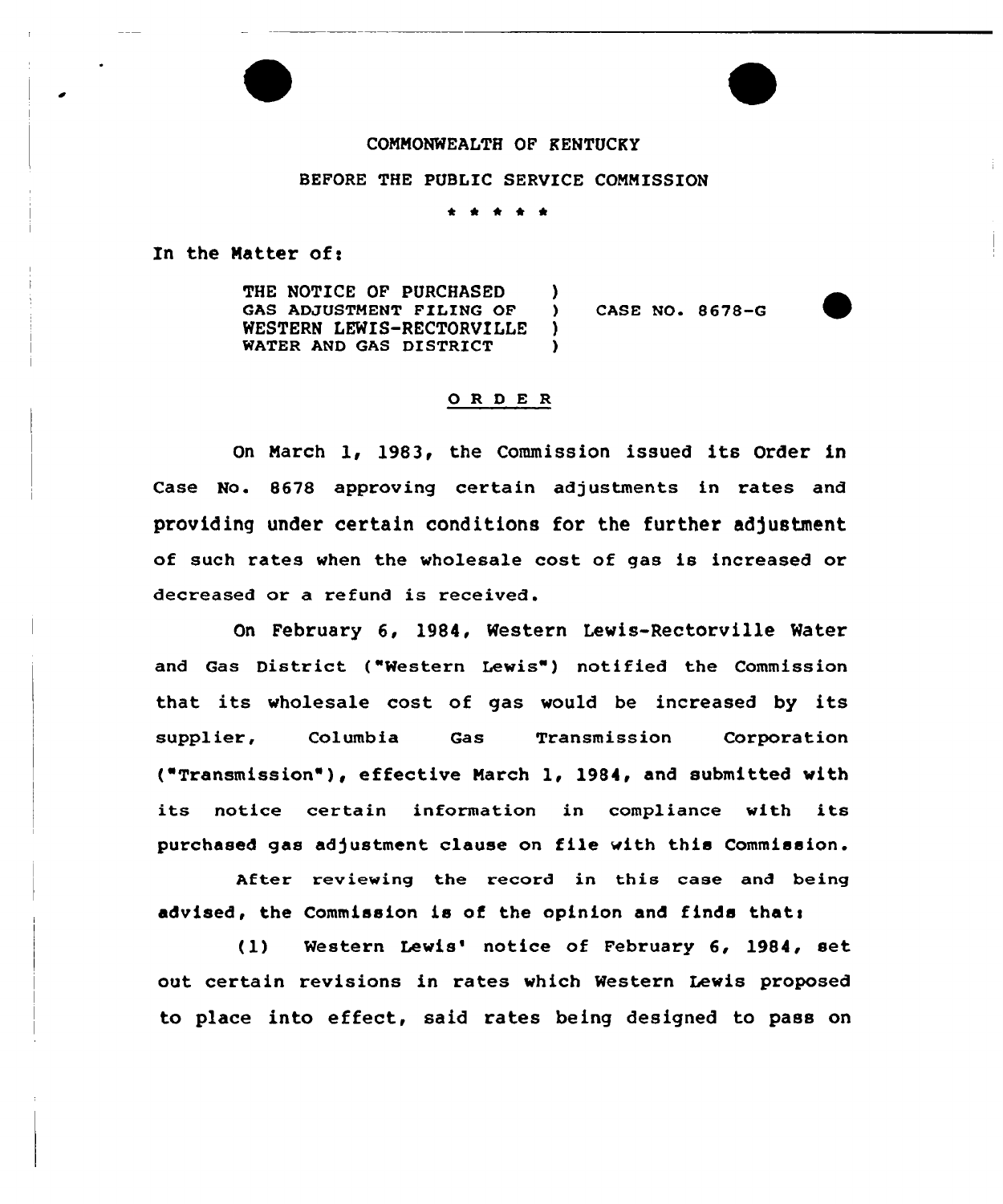COMMONWEALTH OF KENTUCKY

BEFORE THE PUBLIC SERVICE COMMISSION

\* \* \* \* \*

In the Matter of:

THE NOTICE OF PURCHASED GAS ADJUSTMENT FILING OF WESTERN LEWIS-RECTORVILLE WATER AND GAS DISTRICT ) CASE NO. 8678-G

## O R D E R

On March 1, 1983, the Commission issued its Order in Case No. 8678 approving certain adjustments in rates and providing under certain conditions for the further adjustment of such rates when the wholesale cost of gas is increased or decreased or a refund is received.

On February 6, 1984, Western Lewis-Rectorville Water and Gas District ("Western Lewis") notified the Commission that its wholesale cost of gas would be increased by its supplier, Columbia Gas Transmission Corporation ("Transmission"), effective March 1, 1984, and submitted with its notice certain information in compliance with its purchased gas adjustment clause on file with this Commission.

After reviewing the record in this case and being advised, the Commission is of the opinion and finds that:

(1) Western Lewis' notice of February 6, 1984, set out certain revisions in rates which Western Lewis proposed to place into effect, said rates being designed to pass on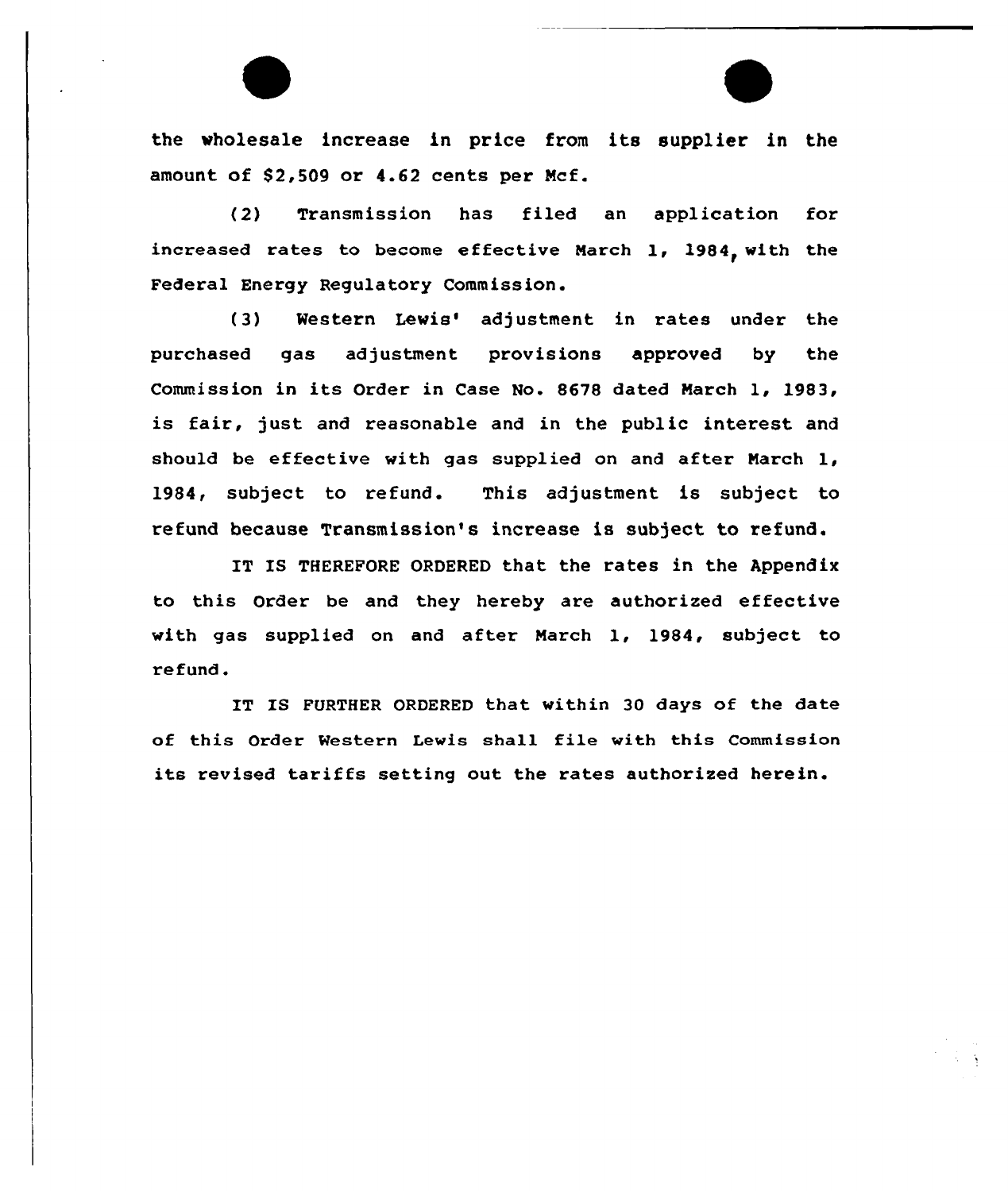the wholesale increase in price from its supplier in the amount of $2,509 or 4.62 cents per Mcf.

(2) Transmission has filed an application for increased rates to become effective March 1, 1984, with the Federal Energy Regulatory Commission.

(3) Western Lewis' adjustment in rates under the purchased gas adjustment provisions approved by the Commission in its Order in Case No. 8678 dated March 1, 1983, is fair, just and reasonable and in the public interest and should be effective with gas supplied on and after March 1, 1984, subject to refund. This adjustment is subject to refund because Transmission's increase is subject to refund.

IT IS THEREFORE ORDERED that the rates in the Appendix to this Order be and they hereby are authorized effective with gas supplied on and after March 1, 1984, subject to refund.

IT IS FURTHER ORDERED that within 30 days of the date of this Order Western Lewis shall file with this Commission its revised tariffs setting out the rates authorized herein.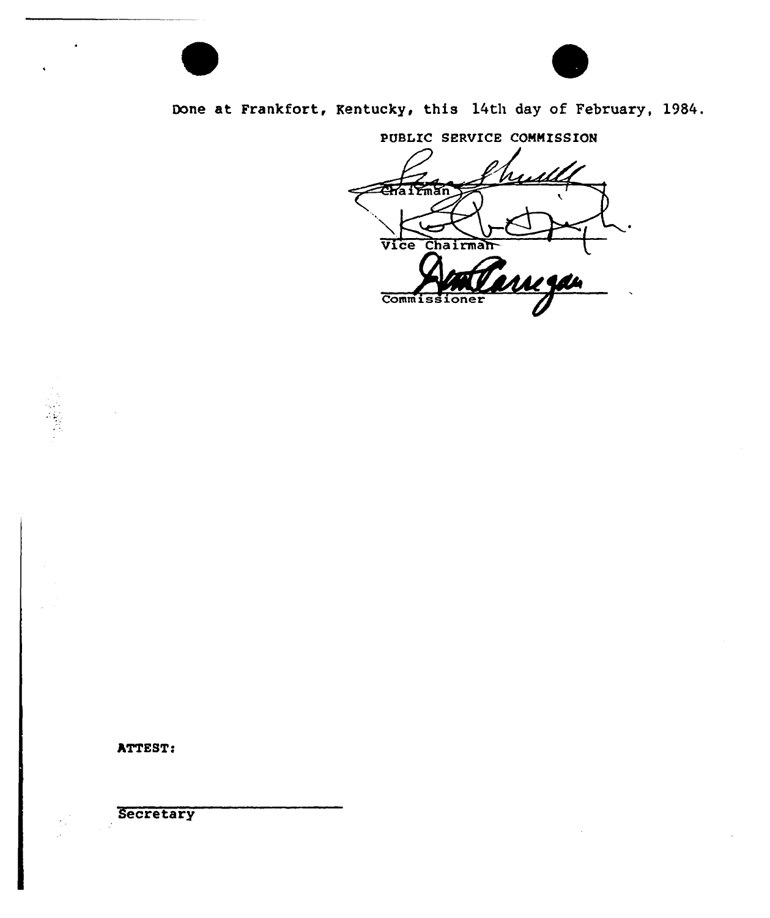Done at Frankfort, Kentucky, this 14th day of February, 1984.

PUBLIC SERVICE COMMISSION

Chairman

Vice Chairman

Commissioner

ATTEST:

Secretary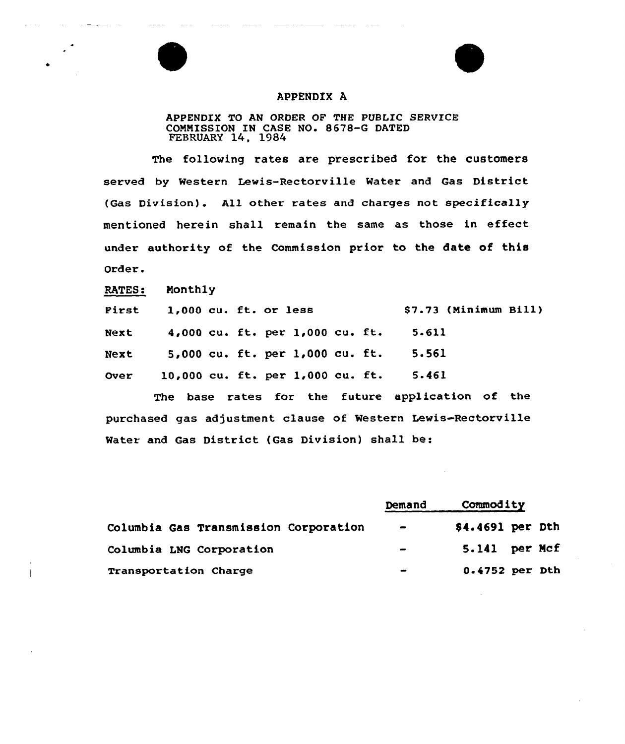# APPENDIX A

APPENDIX TO AN ORDER OF THE PUBLIC SERVICE COMMISSION IN CASE NO. 8678-G DATED FEBRUARY 14, 1984

The following rates are prescribed for the customers served by Western Lewis-Rectorville Water and Gas District (Gas Division). All other rates and charges not specifically mentioned herein shall remain the same as those in effect under authority of the Commission prior to the date of this Order.

RATES: Monthly

| | | |
|---|---|---|
| First | 1,000 cu. ft. or less | $7.73 (Minimum Bill) |
| Next | 4,000 cu. ft. per 1,000 cu. ft. | 5.611 |
| Next | 5,000 cu. ft. per 1,000 cu. ft. | 5.561 |
| Over | 10,000 cu. ft. per 1,000 cu. ft. | 5.461 |

The base rates for the future application of the purchased gas adjustment clause of Western Lewis-Rectorville Water and Gas District (Gas Division) shall be:

| | Demand | Commodity |
|---|---|---|
| Columbia Gas Transmission Corporation | - | $4.4691 per Dth |
| Columbia LNG Corporation | - | 5.141 per Mcf |
| Transportation Charge | - | 0.4752 per Dth |